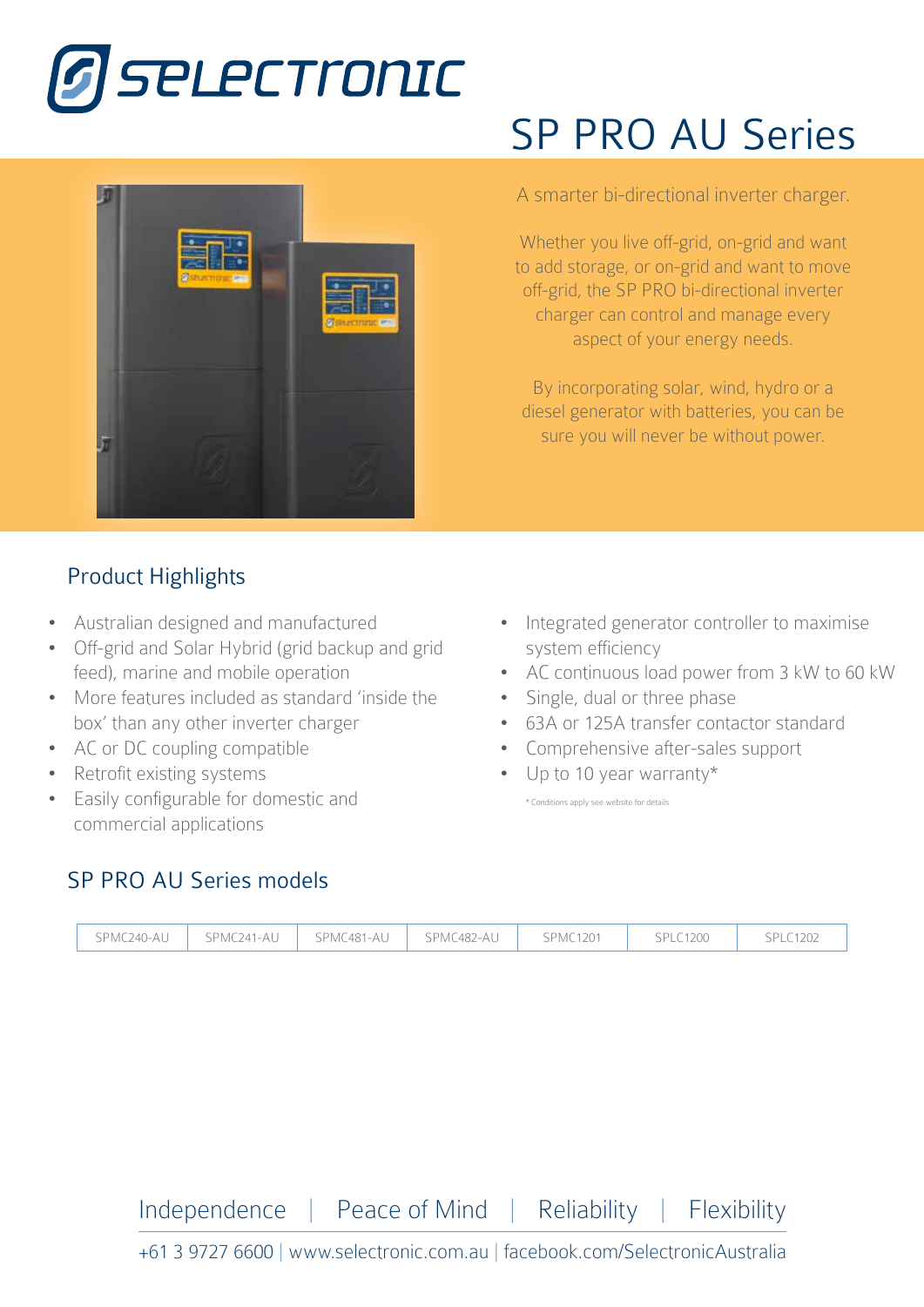# SELECTRONIC

# SP PRO AU Series

A smarter bi-directional inverter charger.

Whether you live off-grid, on-grid and want to add storage, or on-grid and want to move off-grid, the SP PRO bi-directional inverter charger can control and manage every aspect of your energy needs.

By incorporating solar, wind, hydro or a diesel generator with batteries, you can be sure you will never be without power.

## Product Highlights

- Australian designed and manufactured
- Off-grid and Solar Hybrid (grid backup and grid feed), marine and mobile operation
- More features included as standard 'inside the box' than any other inverter charger
- AC or DC coupling compatible
- Retrofit existing systems
- Easily configurable for domestic and commercial applications
- Integrated generator controller to maximise system efficiency
- AC continuous load power from 3 kW to 60 kW
- Single, dual or three phase
- 63A or 125A transfer contactor standard
- Comprehensive after-sales support
- Up to 10 year warranty*

\* Conditions apply see website for details

## SP PRO AU Series models

| SPMC240-AU | SPMC241-AU | SPMC481-AU | SPMC482-AU | SPMC1201 | SPLC1200 | SPLC1202 |
|---|---|---|---|---|---|---|

Independence | Peace of Mind | Reliability | Flexibility

+61 3 9727 6600 | www.selectronic.com.au | facebook.com/SelectronicAustralia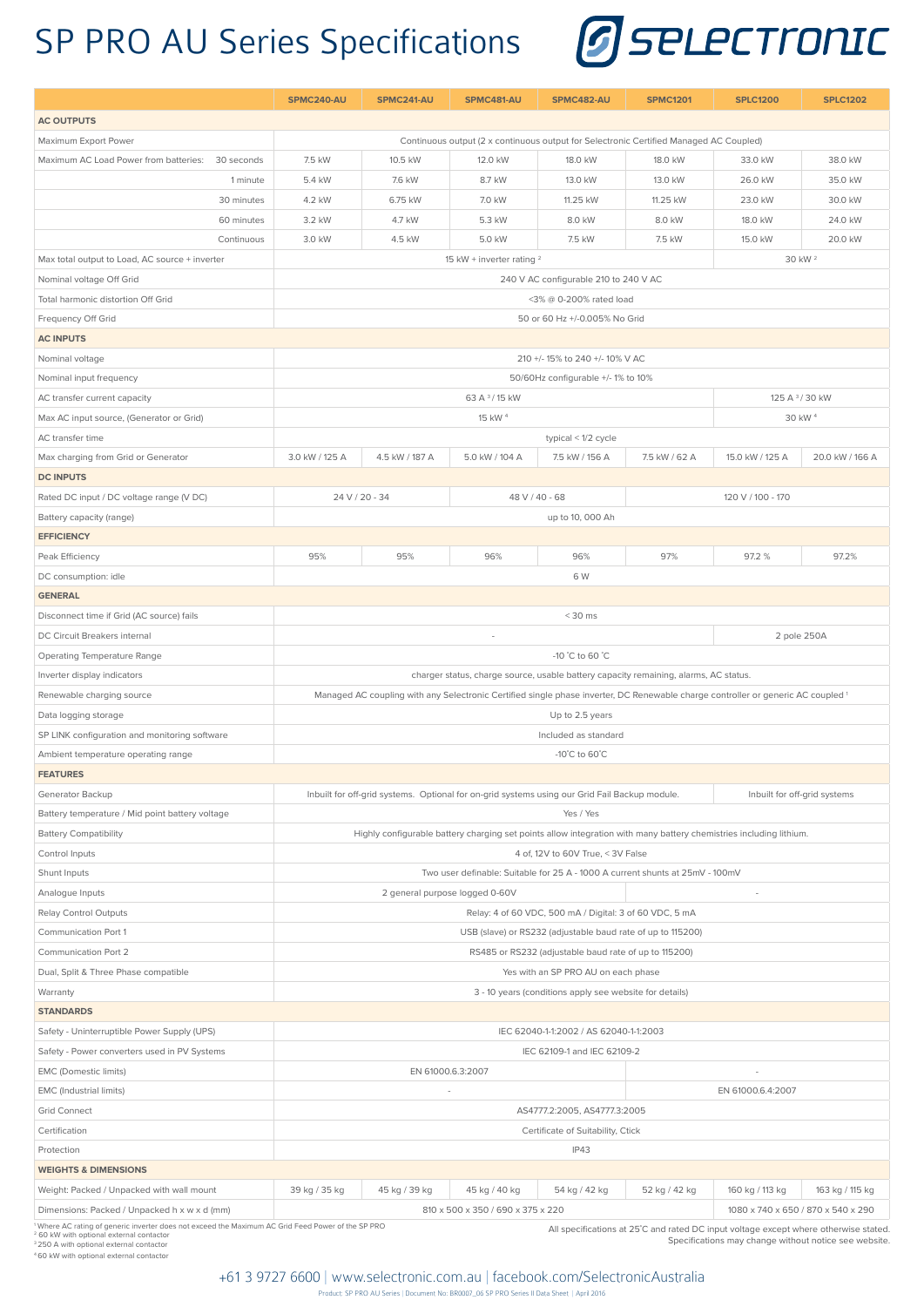# SP PRO AU Series Specifications

| | SPMC240-AU | SPMC241-AU | SPMC481-AU | SPMC482-AU | SPMC1201 | SPLC1200 | SPLC1202 |
|---|---|---|---|---|---|---|---|
| **AC OUTPUTS** | | | | | | | |
| Maximum Export Power | Continuous output (2 x continuous output for Selectronic Certified Managed AC Coupled) | | | | | | |
| Maximum AC Load Power from batteries: 30 seconds | 7.5 kW | 10.5 kW | 12.0 kW | 18.0 kW | 18.0 kW | 33.0 kW | 38.0 kW |
| 1 minute | 5.4 kW | 7.6 kW | 8.7 kW | 13.0 kW | 13.0 kW | 26.0 kW | 35.0 kW |
| 30 minutes | 4.2 kW | 6.75 kW | 7.0 kW | 11.25 kW | 11.25 kW | 23.0 kW | 30.0 kW |
| 60 minutes | 3.2 kW | 4.7 kW | 5.3 kW | 8.0 kW | 8.0 kW | 18.0 kW | 24.0 kW |
| Continuous | 3.0 kW | 4.5 kW | 5.0 kW | 7.5 kW | 7.5 kW | 15.0 kW | 20.0 kW |
| Max total output to Load, AC source + inverter | 15 kW + inverter rating [2] | | | | | 30 kW [2] | |
| Nominal voltage Off Grid | 240 V AC configurable 210 to 240 V AC | | | | | | |
| Total harmonic distortion Off Grid | <3% @ 0-200% rated load | | | | | | |
| Frequency Off Grid | 50 or 60 Hz +/-0.005% No Grid | | | | | | |
| **AC INPUTS** | | | | | | | |
| Nominal voltage | 210 +/- 15% to 240 +/- 10% V AC | | | | | | |
| Nominal input frequency | 50/60Hz configurable +/- 1% to 10% | | | | | | |
| AC transfer current capacity | 63 A [3] / 15 kW | | | | | 125 A [3] / 30 kW | |
| Max AC input source, (Generator or Grid) | 15 kW [4] | | | | | 30 kW [4] | |
| AC transfer time | typical < 1/2 cycle | | | | | | |
| Max charging from Grid or Generator | 3.0 kW / 125 A | 4.5 kW / 187 A | 5.0 kW / 104 A | 7.5 kW / 156 A | 7.5 kW / 62 A | 15.0 kW / 125 A | 20.0 kW / 166 A |
| **DC INPUTS** | | | | | | | |
| Rated DC input / DC voltage range (V DC) | 24 V / 20 - 34 | | 48 V / 40 - 68 | | 120 V / 100 - 170 | | |
| Battery capacity (range) | up to 10, 000 Ah | | | | | | |
| **EFFICIENCY** | | | | | | | |
| Peak Efficiency | 95% | 95% | 96% | 96% | 97% | 97.2 % | 97.2% |
| DC consumption: idle | 6 W | | | | | | |
| **GENERAL** | | | | | | | |
| Disconnect time if Grid (AC source) fails | < 30 ms | | | | | | |
| DC Circuit Breakers internal | - | | | | | 2 pole 250A | |
| Operating Temperature Range | -10 °C to 60 °C | | | | | | |
| Inverter display indicators | charger status, charge source, usable battery capacity remaining, alarms, AC status. | | | | | | |
| Renewable charging source | Managed AC coupling with any Selectronic Certified single phase inverter, DC Renewable charge controller or generic AC coupled [1] | | | | | | |
| Data logging storage | Up to 2.5 years | | | | | | |
| SP LINK configuration and monitoring software | Included as standard | | | | | | |
| Ambient temperature operating range | -10°C to 60°C | | | | | | |
| **FEATURES** | | | | | | | |
| Generator Backup | Inbuilt for off-grid systems. Optional for on-grid systems using our Grid Fail Backup module. | | | | | Inbuilt for off-grid systems | |
| Battery temperature / Mid point battery voltage | Yes / Yes | | | | | | |
| Battery Compatibility | Highly configurable battery charging set points allow integration with many battery chemistries including lithium. | | | | | | |
| Control Inputs | 4 of, 12V to 60V True, < 3V False | | | | | | |
| Shunt Inputs | Two user definable: Suitable for 25 A - 1000 A current shunts at 25mV - 100mV | | | | | | |
| Analogue Inputs | 2 general purpose logged 0-60V | | | | - | | |
| Relay Control Outputs | Relay: 4 of 60 VDC, 500 mA / Digital: 3 of 60 VDC, 5 mA | | | | | | |
| Communication Port 1 | USB (slave) or RS232 (adjustable baud rate of up to 115200) | | | | | | |
| Communication Port 2 | RS485 or RS232 (adjustable baud rate of up to 115200) | | | | | | |
| Dual, Split & Three Phase compatible | Yes with an SP PRO AU on each phase | | | | | | |
| Warranty | 3 - 10 years (conditions apply see website for details) | | | | | | |
| **STANDARDS** | | | | | | | |
| Safety - Uninterruptible Power Supply (UPS) | IEC 62040-1-1:2002 / AS 62040-1-1:2003 | | | | | | |
| Safety - Power converters used in PV Systems | IEC 62109-1 and IEC 62109-2 | | | | | | |
| EMC (Domestic limits) | EN 61000.6.3:2007 | | | | - | | |
| EMC (Industrial limits) | - | | | | EN 61000.6.4:2007 | | |
| Grid Connect | AS4777.2:2005, AS4777.3:2005 | | | | | | |
| Certification | Certificate of Suitability, Ctick | | | | | | |
| Protection | IP43 | | | | | | |
| **WEIGHTS & DIMENSIONS** | | | | | | | |
| Weight: Packed / Unpacked with wall mount | 39 kg / 35 kg | 45 kg / 39 kg | 45 kg / 40 kg | 54 kg / 42 kg | 52 kg / 42 kg | 160 kg / 113 kg | 163 kg / 115 kg |
| Dimensions: Packed / Unpacked h x w x d (mm) | 810 x 500 x 350 / 690 x 375 x 220 | | | | | 1080 x 740 x 650 / 870 x 540 x 290 | |

[1] Where AC rating of generic inverter does not exceed the Maximum AC Grid Feed Power of the SP PRO
[2] 60 kW with optional external contactor
[3] 250 A with optional external contactor
[4] 60 kW with optional external contactor

All specifications at 25°C and rated DC input voltage except where otherwise stated. Specifications may change without notice see website.

+61 3 9727 6600 | www.selectronic.com.au | facebook.com/SelectronicAustralia

Product: SP PRO AU Series | Document No: BR0007_06 SP PRO Series II Data Sheet | April 2016